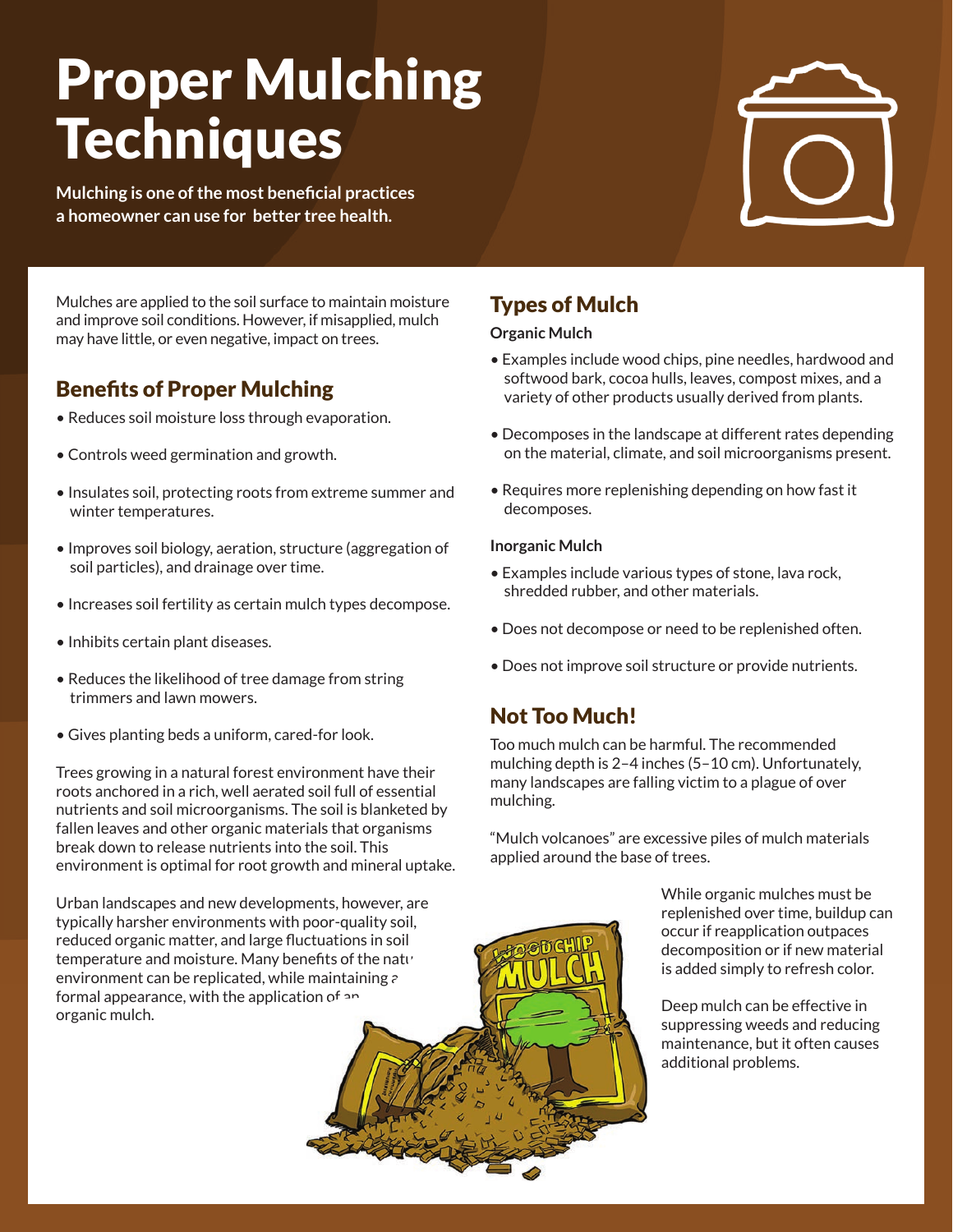# Proper Mulching Techniques

**Mulching is one of the most beneficial practices a homeowner can use for better tree health.**

Mulches are applied to the soil surface to maintain moisture and improve soil conditions. However, if misapplied, mulch may have little, or even negative, impact on trees.

## Benefits of Proper Mulching

- Reduces soil moisture loss through evaporation.
- Controls weed germination and growth.
- Insulates soil, protecting roots from extreme summer and winter temperatures.
- Improves soil biology, aeration, structure (aggregation of soil particles), and drainage over time.
- Increases soil fertility as certain mulch types decompose.
- Inhibits certain plant diseases.
- Reduces the likelihood of tree damage from string trimmers and lawn mowers.
- Gives planting beds a uniform, cared-for look.

Trees growing in a natural forest environment have their roots anchored in a rich, well aerated soil full of essential nutrients and soil microorganisms. The soil is blanketed by fallen leaves and other organic materials that organisms break down to release nutrients into the soil. This environment is optimal for root growth and mineral uptake.

Urban landscapes and new developments, however, are typically harsher environments with poor-quality soil, reduced organic matter, and large fluctuations in soil temperature and moisture. Many benefits of the natural environment can be replicated, while maintaining a formal appearance, with the application of an organic mulch.

## Types of Mulch

**Organic Mulch**

- Examples include wood chips, pine needles, hardwood and softwood bark, cocoa hulls, leaves, compost mixes, and a variety of other products usually derived from plants.
- Decomposes in the landscape at different rates depending on the material, climate, and soil microorganisms present.
- Requires more replenishing depending on how fast it decomposes.

**Inorganic Mulch**

- Examples include various types of stone, lava rock, shredded rubber, and other materials.
- Does not decompose or need to be replenished often.
- Does not improve soil structure or provide nutrients.

## Not Too Much!

Too much mulch can be harmful. The recommended mulching depth is 2–4 inches (5–10 cm). Unfortunately, many landscapes are falling victim to a plague of over mulching.

"Mulch volcanoes" are excessive piles of mulch materials applied around the base of trees.

While organic mulches must be replenished over time, buildup can occur if reapplication outpaces decomposition or if new material is added simply to refresh color.

Deep mulch can be effective in suppressing weeds and reducing maintenance, but it often causes additional problems.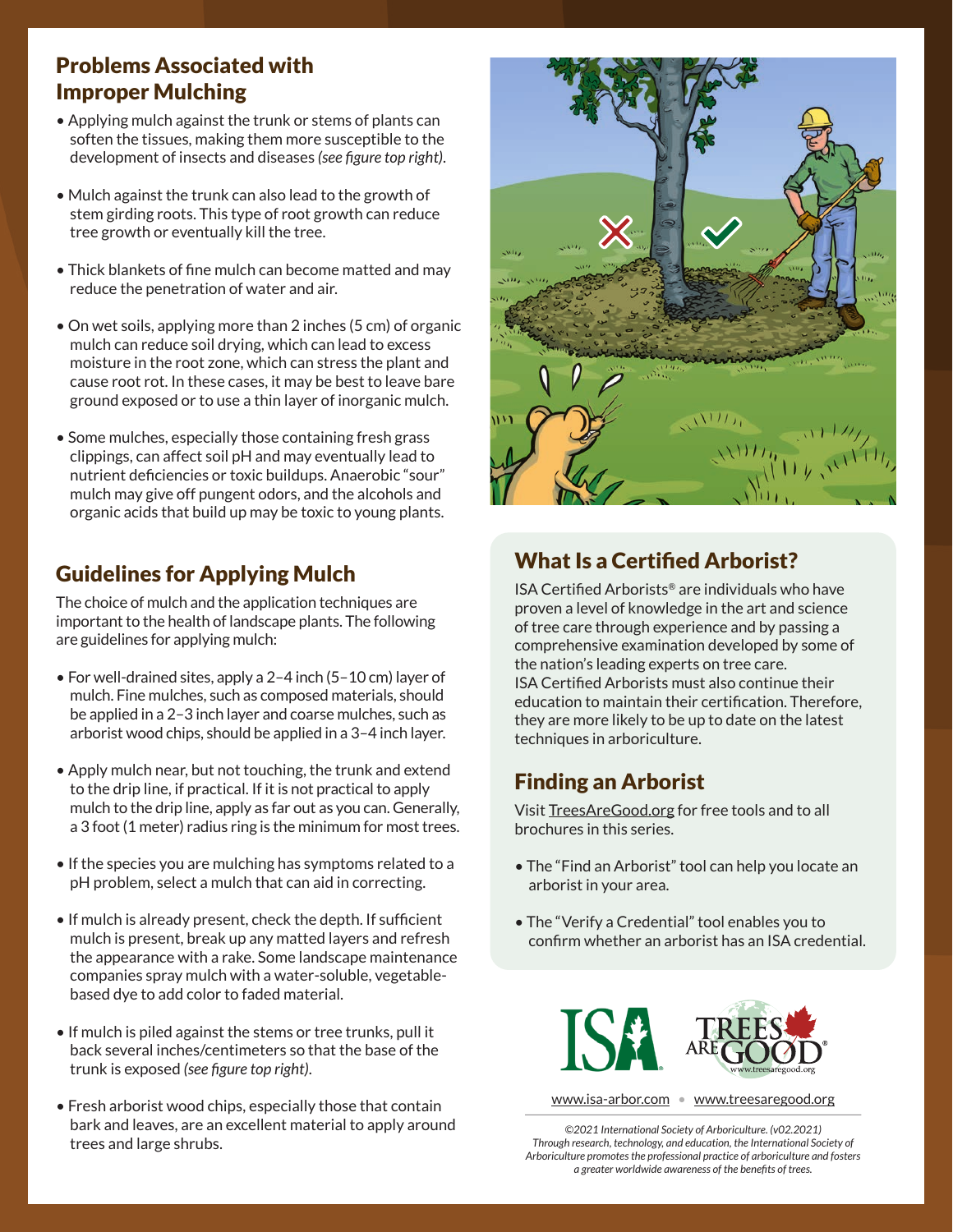## Problems Associated with Improper Mulching

- Applying mulch against the trunk or stems of plants can soften the tissues, making them more susceptible to the development of insects and diseases *(see figure top right)*.
- Mulch against the trunk can also lead to the growth of stem girding roots. This type of root growth can reduce tree growth or eventually kill the tree.
- Thick blankets of fine mulch can become matted and may reduce the penetration of water and air.
- On wet soils, applying more than 2 inches (5 cm) of organic mulch can reduce soil drying, which can lead to excess moisture in the root zone, which can stress the plant and cause root rot. In these cases, it may be best to leave bare ground exposed or to use a thin layer of inorganic mulch.
- Some mulches, especially those containing fresh grass clippings, can affect soil pH and may eventually lead to nutrient deficiencies or toxic buildups. Anaerobic "sour" mulch may give off pungent odors, and the alcohols and organic acids that build up may be toxic to young plants.

## Guidelines for Applying Mulch

The choice of mulch and the application techniques are important to the health of landscape plants. The following are guidelines for applying mulch:

- For well-drained sites, apply a 2–4 inch (5–10 cm) layer of mulch. Fine mulches, such as composed materials, should be applied in a 2–3 inch layer and coarse mulches, such as arborist wood chips, should be applied in a 3–4 inch layer.
- Apply mulch near, but not touching, the trunk and extend to the drip line, if practical. If it is not practical to apply mulch to the drip line, apply as far out as you can. Generally, a 3 foot (1 meter) radius ring is the minimum for most trees.
- If the species you are mulching has symptoms related to a pH problem, select a mulch that can aid in correcting.
- If mulch is already present, check the depth. If sufficient mulch is present, break up any matted layers and refresh the appearance with a rake. Some landscape maintenance companies spray mulch with a water-soluble, vegetable-based dye to add color to faded material.
- If mulch is piled against the stems or tree trunks, pull it back several inches/centimeters so that the base of the trunk is exposed *(see figure top right)*.
- Fresh arborist wood chips, especially those that contain bark and leaves, are an excellent material to apply around trees and large shrubs.

## What Is a Certified Arborist?

ISA Certified Arborists® are individuals who have proven a level of knowledge in the art and science of tree care through experience and by passing a comprehensive examination developed by some of the nation's leading experts on tree care. ISA Certified Arborists must also continue their education to maintain their certification. Therefore, they are more likely to be up to date on the latest techniques in arboriculture.

## Finding an Arborist

Visit TreesAreGood.org for free tools and to all brochures in this series.

- The "Find an Arborist" tool can help you locate an arborist in your area.
- The "Verify a Credential" tool enables you to confirm whether an arborist has an ISA credential.

www.isa-arbor.com • www.treesaregood.org

*©2021 International Society of Arboriculture. (v02.2021)*
*Through research, technology, and education, the International Society of Arboriculture promotes the professional practice of arboriculture and fosters a greater worldwide awareness of the benefits of trees.*